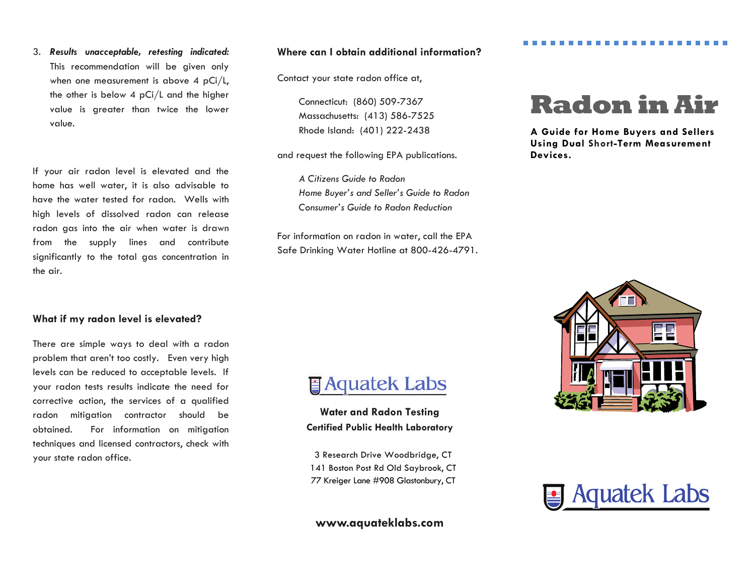3. ***Results unacceptable, retesting indicated:*** This recommendation will be given only when one measurement is above 4 pCi/L, the other is below 4 pCi/L and the higher value is greater than twice the lower value.

If your air radon level is elevated and the home has well water, it is also advisable to have the water tested for radon. Wells with high levels of dissolved radon can release radon gas into the air when water is drawn from the supply lines and contribute significantly to the total gas concentration in the air.

## What if my radon level is elevated?

There are simple ways to deal with a radon problem that aren't too costly. Even very high levels can be reduced to acceptable levels. If your radon tests results indicate the need for corrective action, the services of a qualified radon mitigation contractor should be obtained. For information on mitigation techniques and licensed contractors, check with your state radon office.

## Where can I obtain additional information?

Contact your state radon office at,

Connecticut: (860) 509-7367
Massachusetts: (413) 586-7525
Rhode Island: (401) 222-2438

and request the following EPA publications.

*A Citizens Guide to Radon*
*Home Buyer's and Seller's Guide to Radon*
*Consumer's Guide to Radon Reduction*

For information on radon in water, call the EPA Safe Drinking Water Hotline at 800-426-4791.

Aquatek Labs

**Water and Radon Testing**
**Certified Public Health Laboratory**

3 Research Drive Woodbridge, CT
141 Boston Post Rd Old Saybrook, CT
77 Kreiger Lane #908 Glastonbury, CT

**www.aquateklabs.com**

# Radon in Air

**A Guide for Home Buyers and Sellers Using Dual Short-Term Measurement Devices.**

Aquatek Labs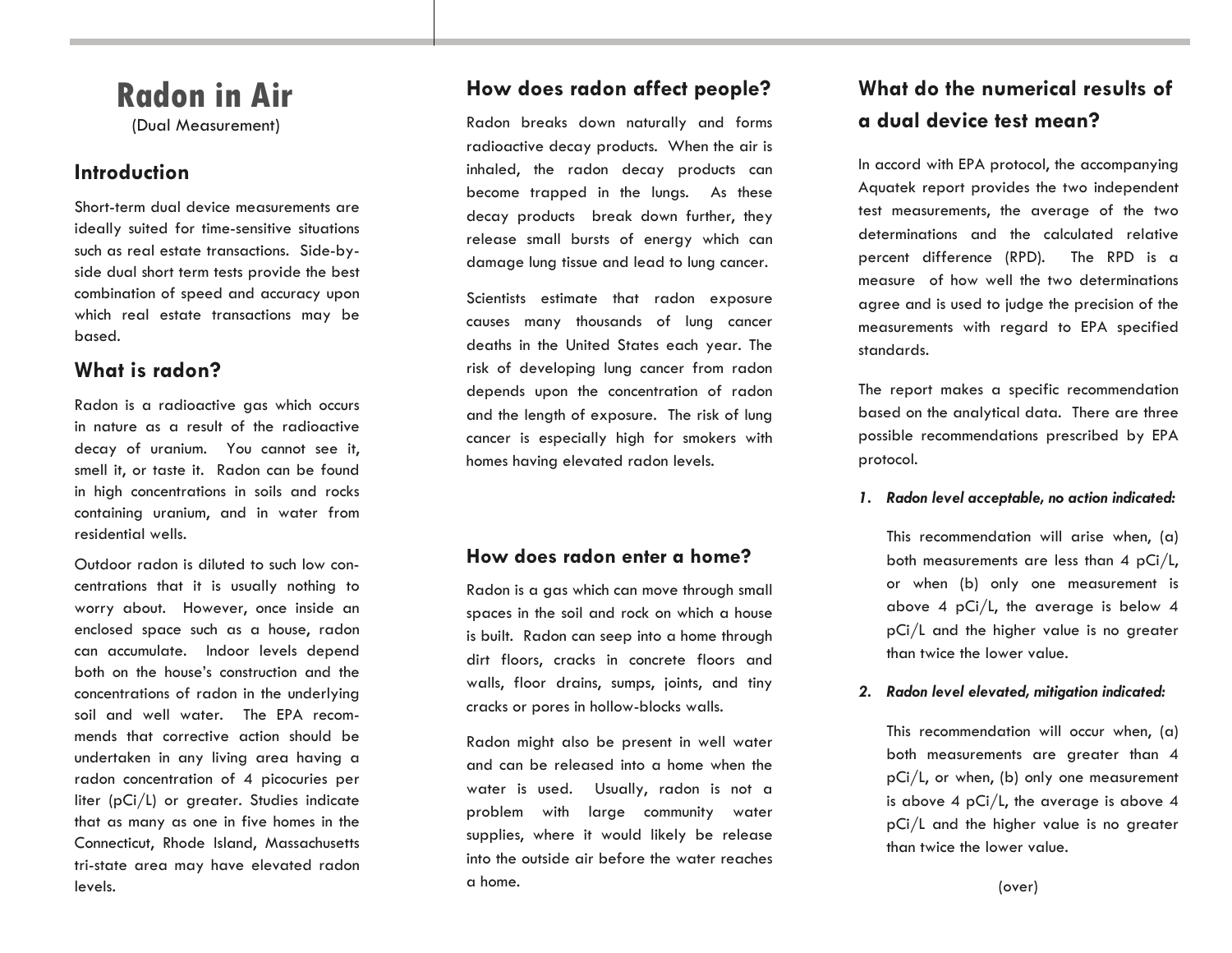# Radon in Air

(Dual Measurement)

## Introduction

Short-term dual device measurements are ideally suited for time-sensitive situations such as real estate transactions. Side-by-side dual short term tests provide the best combination of speed and accuracy upon which real estate transactions may be based.

## What is radon?

Radon is a radioactive gas which occurs in nature as a result of the radioactive decay of uranium. You cannot see it, smell it, or taste it. Radon can be found in high concentrations in soils and rocks containing uranium, and in water from residential wells.

Outdoor radon is diluted to such low concentrations that it is usually nothing to worry about. However, once inside an enclosed space such as a house, radon can accumulate. Indoor levels depend both on the house's construction and the concentrations of radon in the underlying soil and well water. The EPA recommends that corrective action should be undertaken in any living area having a radon concentration of 4 picocuries per liter (pCi/L) or greater. Studies indicate that as many as one in five homes in the Connecticut, Rhode Island, Massachusetts tri-state area may have elevated radon levels.

## How does radon affect people?

Radon breaks down naturally and forms radioactive decay products. When the air is inhaled, the radon decay products can become trapped in the lungs. As these decay products break down further, they release small bursts of energy which can damage lung tissue and lead to lung cancer.

Scientists estimate that radon exposure causes many thousands of lung cancer deaths in the United States each year. The risk of developing lung cancer from radon depends upon the concentration of radon and the length of exposure. The risk of lung cancer is especially high for smokers with homes having elevated radon levels.

## How does radon enter a home?

Radon is a gas which can move through small spaces in the soil and rock on which a house is built. Radon can seep into a home through dirt floors, cracks in concrete floors and walls, floor drains, sumps, joints, and tiny cracks or pores in hollow-blocks walls.

Radon might also be present in well water and can be released into a home when the water is used. Usually, radon is not a problem with large community water supplies, where it would likely be release into the outside air before the water reaches a home.

## What do the numerical results of a dual device test mean?

In accord with EPA protocol, the accompanying Aquatek report provides the two independent test measurements, the average of the two determinations and the calculated relative percent difference (RPD). The RPD is a measure of how well the two determinations agree and is used to judge the precision of the measurements with regard to EPA specified standards.

The report makes a specific recommendation based on the analytical data. There are three possible recommendations prescribed by EPA protocol.

1. ***Radon level acceptable, no action indicated:***

   This recommendation will arise when, (a) both measurements are less than 4 pCi/L, or when (b) only one measurement is above 4 pCi/L, the average is below 4 pCi/L and the higher value is no greater than twice the lower value.

2. ***Radon level elevated, mitigation indicated:***

   This recommendation will occur when, (a) both measurements are greater than 4 pCi/L, or when, (b) only one measurement is above 4 pCi/L, the average is above 4 pCi/L and the higher value is no greater than twice the lower value.

(over)